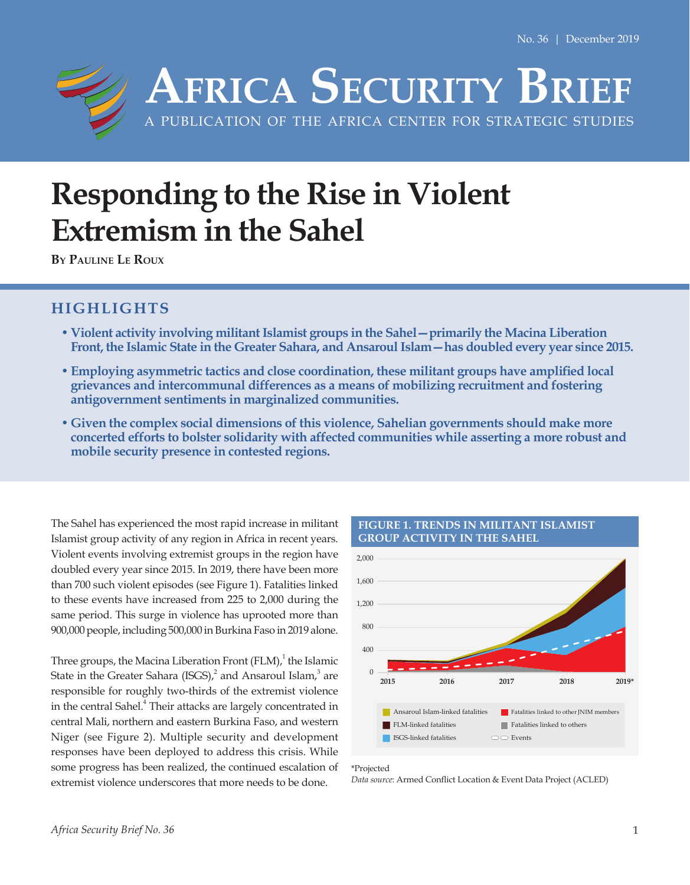No. 36 | December 2019

# Africa Security Brief

A PUBLICATION OF THE AFRICA CENTER FOR STRATEGIC STUDIES

# Responding to the Rise in Violent Extremism in the Sahel

**By Pauline Le Roux**

## HIGHLIGHTS

- **Violent activity involving militant Islamist groups in the Sahel—primarily the Macina Liberation Front, the Islamic State in the Greater Sahara, and Ansaroul Islam—has doubled every year since 2015.**
- **Employing asymmetric tactics and close coordination, these militant groups have amplified local grievances and intercommunal differences as a means of mobilizing recruitment and fostering antigovernment sentiments in marginalized communities.**
- **Given the complex social dimensions of this violence, Sahelian governments should make more concerted efforts to bolster solidarity with affected communities while asserting a more robust and mobile security presence in contested regions.**

The Sahel has experienced the most rapid increase in militant Islamist group activity of any region in Africa in recent years. Violent events involving extremist groups in the region have doubled every year since 2015. In 2019, there have been more than 700 such violent episodes (see Figure 1). Fatalities linked to these events have increased from 225 to 2,000 during the same period. This surge in violence has uprooted more than 900,000 people, including 500,000 in Burkina Faso in 2019 alone.

Three groups, the Macina Liberation Front (FLM),[1] the Islamic State in the Greater Sahara (ISGS),[2] and Ansaroul Islam,[3] are responsible for roughly two-thirds of the extremist violence in the central Sahel.[4] Their attacks are largely concentrated in central Mali, northern and eastern Burkina Faso, and western Niger (see Figure 2). Multiple security and development responses have been deployed to address this crisis. While some progress has been realized, the continued escalation of extremist violence underscores that more needs to be done.

**FIGURE 1. TRENDS IN MILITANT ISLAMIST GROUP ACTIVITY IN THE SAHEL**

Legend: Ansaroul Islam-linked fatalities; FLM-linked fatalities; ISGS-linked fatalities; Fatalities linked to other JNIM members; Fatalities linked to others; Events

Y-axis: 0, 400, 800, 1,200, 1,600, 2,000
X-axis: 2015, 2016, 2017, 2018, 2019*

*Projected

*Data source*: Armed Conflict Location & Event Data Project (ACLED)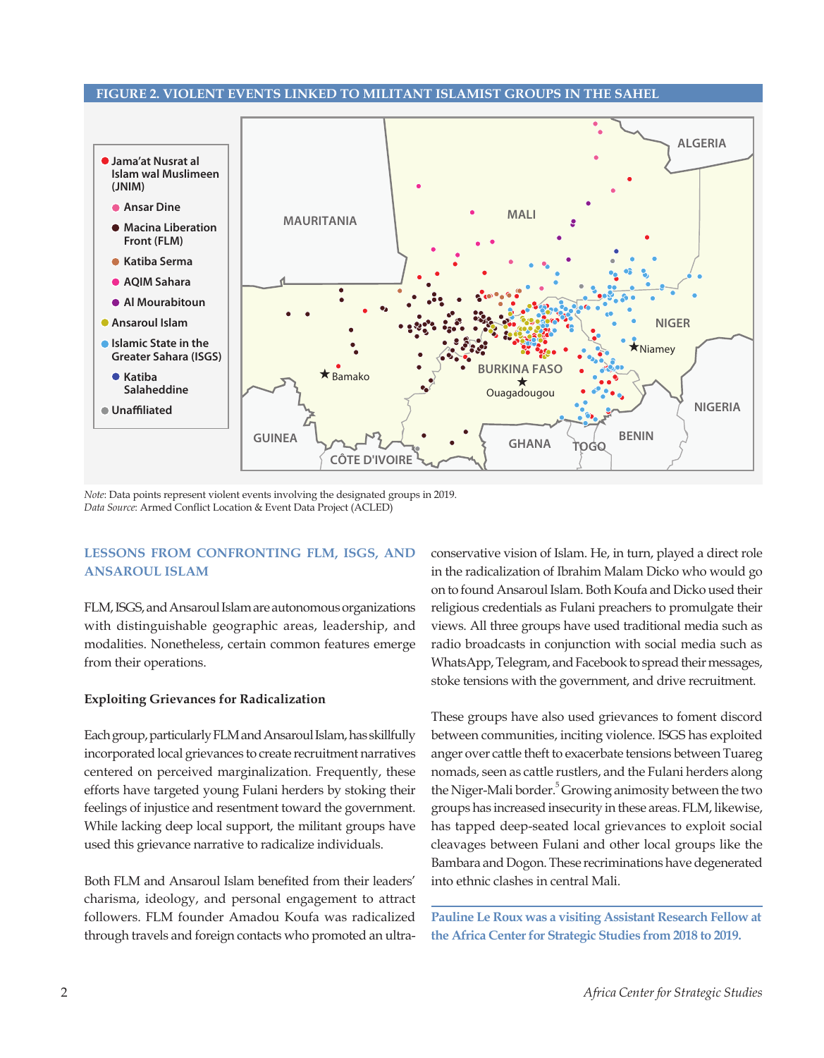**FIGURE 2. VIOLENT EVENTS LINKED TO MILITANT ISLAMIST GROUPS IN THE SAHEL**

*Note*: Data points represent violent events involving the designated groups in 2019.
*Data Source*: Armed Conflict Location & Event Data Project (ACLED)

## LESSONS FROM CONFRONTING FLM, ISGS, AND ANSAROUL ISLAM

FLM, ISGS, and Ansaroul Islam are autonomous organizations with distinguishable geographic areas, leadership, and modalities. Nonetheless, certain common features emerge from their operations.

### Exploiting Grievances for Radicalization

Each group, particularly FLM and Ansaroul Islam, has skillfully incorporated local grievances to create recruitment narratives centered on perceived marginalization. Frequently, these efforts have targeted young Fulani herders by stoking their feelings of injustice and resentment toward the government. While lacking deep local support, the militant groups have used this grievance narrative to radicalize individuals.

Both FLM and Ansaroul Islam benefited from their leaders' charisma, ideology, and personal engagement to attract followers. FLM founder Amadou Koufa was radicalized through travels and foreign contacts who promoted an ultra-conservative vision of Islam. He, in turn, played a direct role in the radicalization of Ibrahim Malam Dicko who would go on to found Ansaroul Islam. Both Koufa and Dicko used their religious credentials as Fulani preachers to promulgate their views. All three groups have used traditional media such as radio broadcasts in conjunction with social media such as WhatsApp, Telegram, and Facebook to spread their messages, stoke tensions with the government, and drive recruitment.

These groups have also used grievances to foment discord between communities, inciting violence. ISGS has exploited anger over cattle theft to exacerbate tensions between Tuareg nomads, seen as cattle rustlers, and the Fulani herders along the Niger-Mali border.[5] Growing animosity between the two groups has increased insecurity in these areas. FLM, likewise, has tapped deep-seated local grievances to exploit social cleavages between Fulani and other local groups like the Bambara and Dogon. These recriminations have degenerated into ethnic clashes in central Mali.

**Pauline Le Roux was a visiting Assistant Research Fellow at the Africa Center for Strategic Studies from 2018 to 2019.**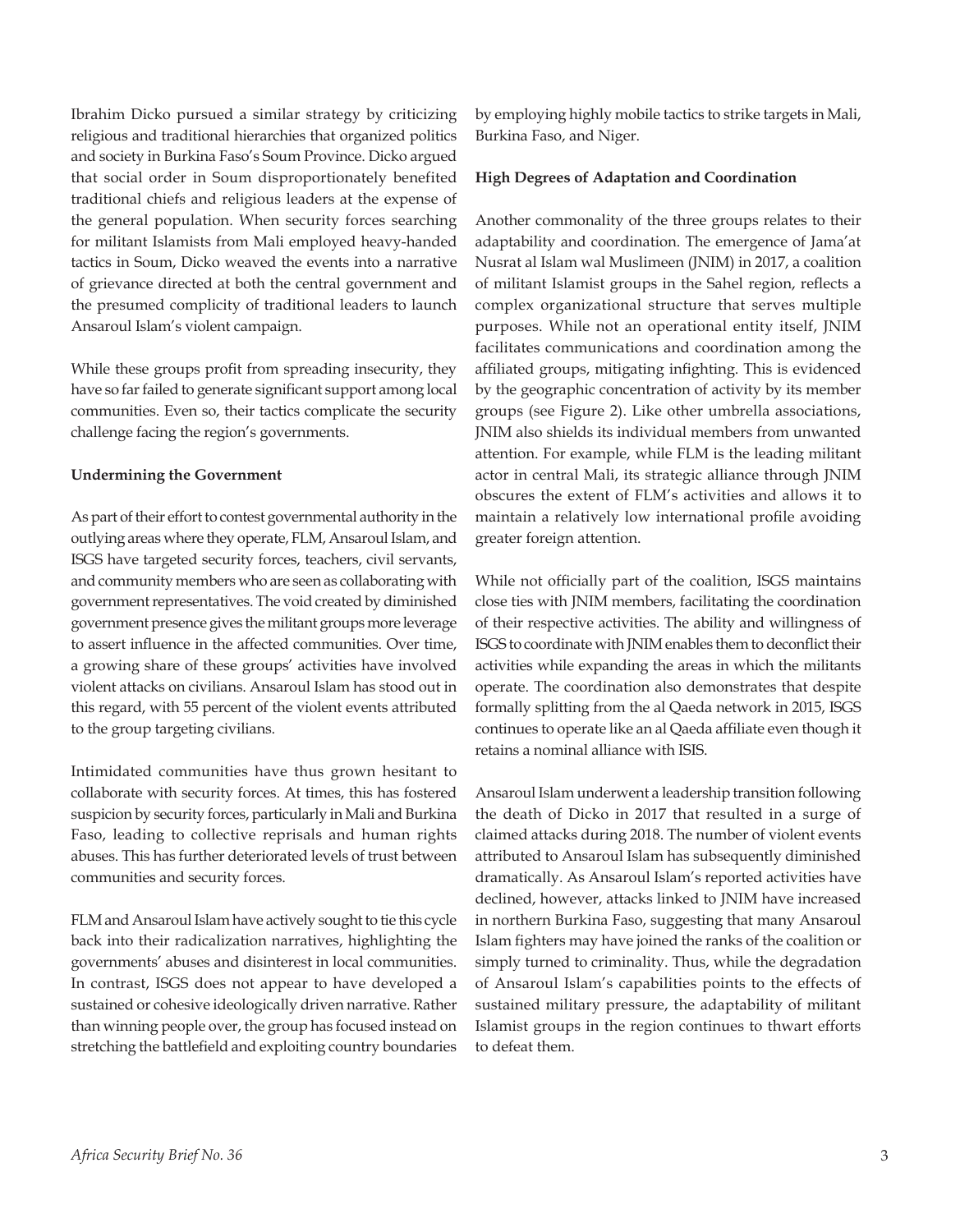Ibrahim Dicko pursued a similar strategy by criticizing religious and traditional hierarchies that organized politics and society in Burkina Faso's Soum Province. Dicko argued that social order in Soum disproportionately benefited traditional chiefs and religious leaders at the expense of the general population. When security forces searching for militant Islamists from Mali employed heavy-handed tactics in Soum, Dicko weaved the events into a narrative of grievance directed at both the central government and the presumed complicity of traditional leaders to launch Ansaroul Islam's violent campaign.

While these groups profit from spreading insecurity, they have so far failed to generate significant support among local communities. Even so, their tactics complicate the security challenge facing the region's governments.

**Undermining the Government**

As part of their effort to contest governmental authority in the outlying areas where they operate, FLM, Ansaroul Islam, and ISGS have targeted security forces, teachers, civil servants, and community members who are seen as collaborating with government representatives. The void created by diminished government presence gives the militant groups more leverage to assert influence in the affected communities. Over time, a growing share of these groups' activities have involved violent attacks on civilians. Ansaroul Islam has stood out in this regard, with 55 percent of the violent events attributed to the group targeting civilians.

Intimidated communities have thus grown hesitant to collaborate with security forces. At times, this has fostered suspicion by security forces, particularly in Mali and Burkina Faso, leading to collective reprisals and human rights abuses. This has further deteriorated levels of trust between communities and security forces.

FLM and Ansaroul Islam have actively sought to tie this cycle back into their radicalization narratives, highlighting the governments' abuses and disinterest in local communities. In contrast, ISGS does not appear to have developed a sustained or cohesive ideologically driven narrative. Rather than winning people over, the group has focused instead on stretching the battlefield and exploiting country boundaries by employing highly mobile tactics to strike targets in Mali, Burkina Faso, and Niger.

**High Degrees of Adaptation and Coordination**

Another commonality of the three groups relates to their adaptability and coordination. The emergence of Jama'at Nusrat al Islam wal Muslimeen (JNIM) in 2017, a coalition of militant Islamist groups in the Sahel region, reflects a complex organizational structure that serves multiple purposes. While not an operational entity itself, JNIM facilitates communications and coordination among the affiliated groups, mitigating infighting. This is evidenced by the geographic concentration of activity by its member groups (see Figure 2). Like other umbrella associations, JNIM also shields its individual members from unwanted attention. For example, while FLM is the leading militant actor in central Mali, its strategic alliance through JNIM obscures the extent of FLM's activities and allows it to maintain a relatively low international profile avoiding greater foreign attention.

While not officially part of the coalition, ISGS maintains close ties with JNIM members, facilitating the coordination of their respective activities. The ability and willingness of ISGS to coordinate with JNIM enables them to deconflict their activities while expanding the areas in which the militants operate. The coordination also demonstrates that despite formally splitting from the al Qaeda network in 2015, ISGS continues to operate like an al Qaeda affiliate even though it retains a nominal alliance with ISIS.

Ansaroul Islam underwent a leadership transition following the death of Dicko in 2017 that resulted in a surge of claimed attacks during 2018. The number of violent events attributed to Ansaroul Islam has subsequently diminished dramatically. As Ansaroul Islam's reported activities have declined, however, attacks linked to JNIM have increased in northern Burkina Faso, suggesting that many Ansaroul Islam fighters may have joined the ranks of the coalition or simply turned to criminality. Thus, while the degradation of Ansaroul Islam's capabilities points to the effects of sustained military pressure, the adaptability of militant Islamist groups in the region continues to thwart efforts to defeat them.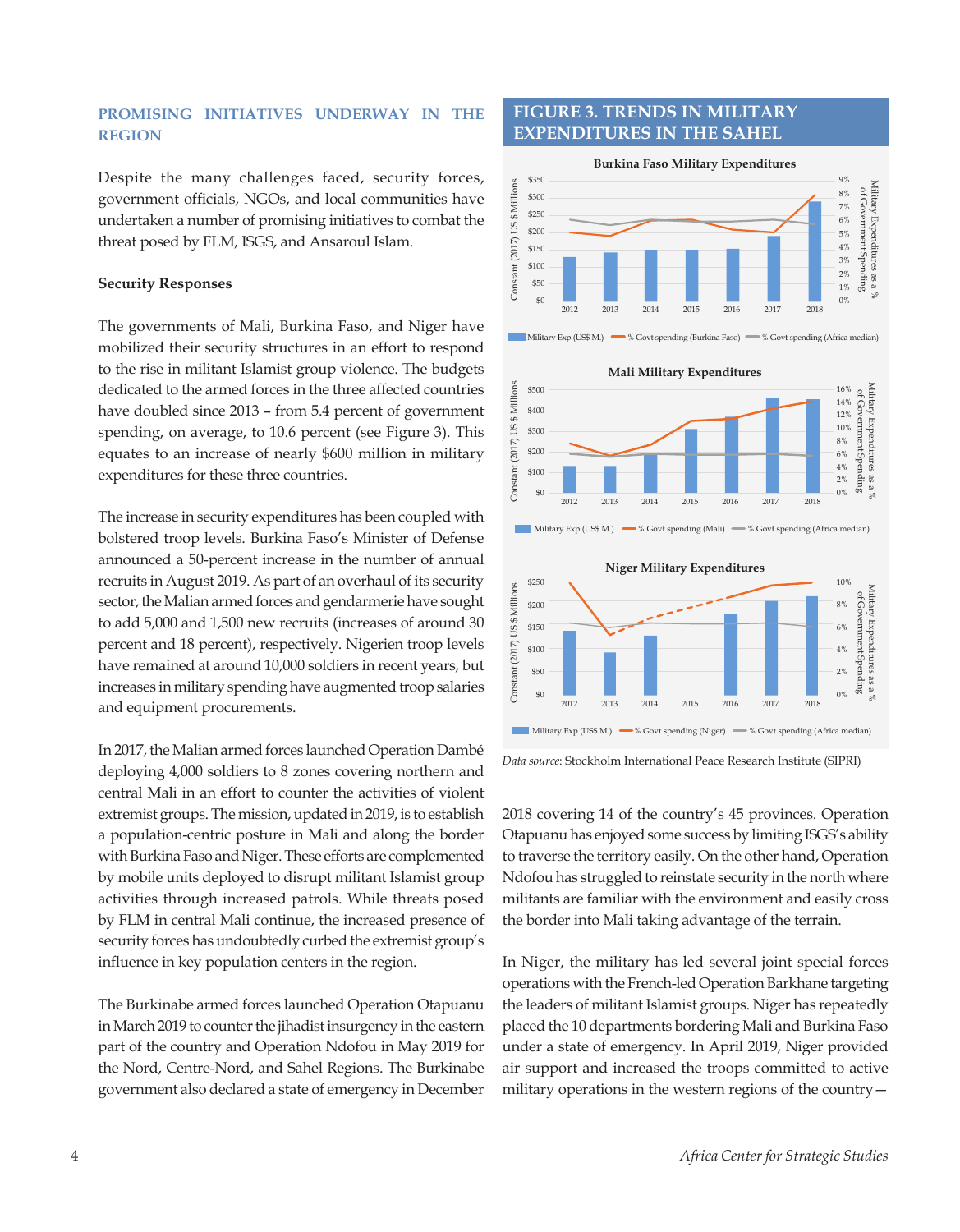## PROMISING INITIATIVES UNDERWAY IN THE REGION

Despite the many challenges faced, security forces, government officials, NGOs, and local communities have undertaken a number of promising initiatives to combat the threat posed by FLM, ISGS, and Ansaroul Islam.

### Security Responses

The governments of Mali, Burkina Faso, and Niger have mobilized their security structures in an effort to respond to the rise in militant Islamist group violence. The budgets dedicated to the armed forces in the three affected countries have doubled since 2013 – from 5.4 percent of government spending, on average, to 10.6 percent (see Figure 3). This equates to an increase of nearly $600 million in military expenditures for these three countries.

The increase in security expenditures has been coupled with bolstered troop levels. Burkina Faso's Minister of Defense announced a 50-percent increase in the number of annual recruits in August 2019. As part of an overhaul of its security sector, the Malian armed forces and gendarmerie have sought to add 5,000 and 1,500 new recruits (increases of around 30 percent and 18 percent), respectively. Nigerien troop levels have remained at around 10,000 soldiers in recent years, but increases in military spending have augmented troop salaries and equipment procurements.

In 2017, the Malian armed forces launched Operation Dambé deploying 4,000 soldiers to 8 zones covering northern and central Mali in an effort to counter the activities of violent extremist groups. The mission, updated in 2019, is to establish a population-centric posture in Mali and along the border with Burkina Faso and Niger. These efforts are complemented by mobile units deployed to disrupt militant Islamist group activities through increased patrols. While threats posed by FLM in central Mali continue, the increased presence of security forces has undoubtedly curbed the extremist group's influence in key population centers in the region.

The Burkinabe armed forces launched Operation Otapuanu in March 2019 to counter the jihadist insurgency in the eastern part of the country and Operation Ndofou in May 2019 for the Nord, Centre-Nord, and Sahel Regions. The Burkinabe government also declared a state of emergency in December 2018 covering 14 of the country's 45 provinces. Operation Otapuanu has enjoyed some success by limiting ISGS's ability to traverse the territory easily. On the other hand, Operation Ndofou has struggled to reinstate security in the north where militants are familiar with the environment and easily cross the border into Mali taking advantage of the terrain.

In Niger, the military has led several joint special forces operations with the French-led Operation Barkhane targeting the leaders of militant Islamist groups. Niger has repeatedly placed the 10 departments bordering Mali and Burkina Faso under a state of emergency. In April 2019, Niger provided air support and increased the troops committed to active military operations in the western regions of the country—

### FIGURE 3. TRENDS IN MILITARY EXPENDITURES IN THE SAHEL

*Data source*: Stockholm International Peace Research Institute (SIPRI)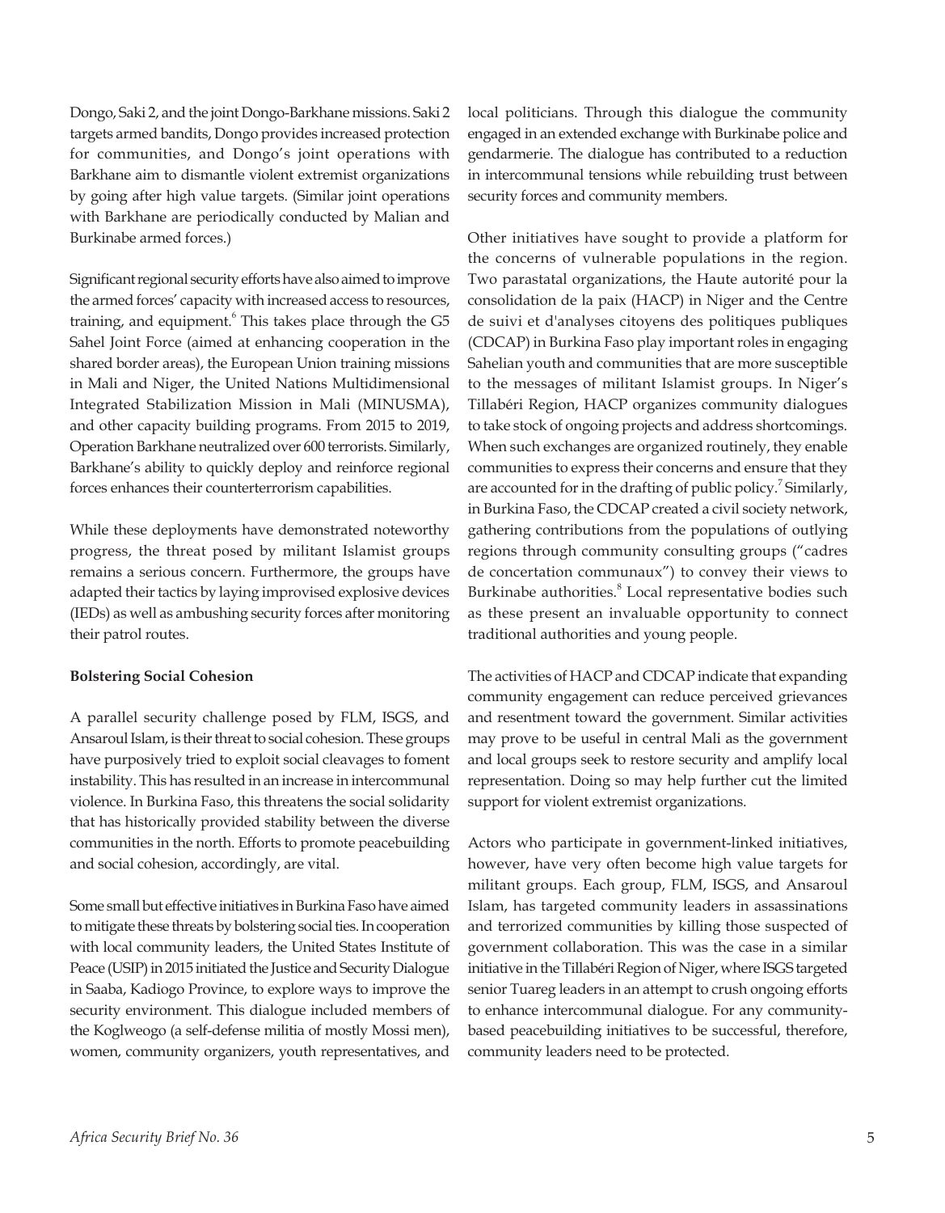Dongo, Saki 2, and the joint Dongo-Barkhane missions. Saki 2 targets armed bandits, Dongo provides increased protection for communities, and Dongo's joint operations with Barkhane aim to dismantle violent extremist organizations by going after high value targets. (Similar joint operations with Barkhane are periodically conducted by Malian and Burkinabe armed forces.)

Significant regional security efforts have also aimed to improve the armed forces' capacity with increased access to resources, training, and equipment.[6] This takes place through the G5 Sahel Joint Force (aimed at enhancing cooperation in the shared border areas), the European Union training missions in Mali and Niger, the United Nations Multidimensional Integrated Stabilization Mission in Mali (MINUSMA), and other capacity building programs. From 2015 to 2019, Operation Barkhane neutralized over 600 terrorists. Similarly, Barkhane's ability to quickly deploy and reinforce regional forces enhances their counterterrorism capabilities.

While these deployments have demonstrated noteworthy progress, the threat posed by militant Islamist groups remains a serious concern. Furthermore, the groups have adapted their tactics by laying improvised explosive devices (IEDs) as well as ambushing security forces after monitoring their patrol routes.

**Bolstering Social Cohesion**

A parallel security challenge posed by FLM, ISGS, and Ansaroul Islam, is their threat to social cohesion. These groups have purposively tried to exploit social cleavages to foment instability. This has resulted in an increase in intercommunal violence. In Burkina Faso, this threatens the social solidarity that has historically provided stability between the diverse communities in the north. Efforts to promote peacebuilding and social cohesion, accordingly, are vital.

Some small but effective initiatives in Burkina Faso have aimed to mitigate these threats by bolstering social ties. In cooperation with local community leaders, the United States Institute of Peace (USIP) in 2015 initiated the Justice and Security Dialogue in Saaba, Kadiogo Province, to explore ways to improve the security environment. This dialogue included members of the Koglweogo (a self-defense militia of mostly Mossi men), women, community organizers, youth representatives, and local politicians. Through this dialogue the community engaged in an extended exchange with Burkinabe police and gendarmerie. The dialogue has contributed to a reduction in intercommunal tensions while rebuilding trust between security forces and community members.

Other initiatives have sought to provide a platform for the concerns of vulnerable populations in the region. Two parastatal organizations, the Haute autorité pour la consolidation de la paix (HACP) in Niger and the Centre de suivi et d'analyses citoyens des politiques publiques (CDCAP) in Burkina Faso play important roles in engaging Sahelian youth and communities that are more susceptible to the messages of militant Islamist groups. In Niger's Tillabéri Region, HACP organizes community dialogues to take stock of ongoing projects and address shortcomings. When such exchanges are organized routinely, they enable communities to express their concerns and ensure that they are accounted for in the drafting of public policy.[7] Similarly, in Burkina Faso, the CDCAP created a civil society network, gathering contributions from the populations of outlying regions through community consulting groups ("cadres de concertation communaux") to convey their views to Burkinabe authorities.[8] Local representative bodies such as these present an invaluable opportunity to connect traditional authorities and young people.

The activities of HACP and CDCAP indicate that expanding community engagement can reduce perceived grievances and resentment toward the government. Similar activities may prove to be useful in central Mali as the government and local groups seek to restore security and amplify local representation. Doing so may help further cut the limited support for violent extremist organizations.

Actors who participate in government-linked initiatives, however, have very often become high value targets for militant groups. Each group, FLM, ISGS, and Ansaroul Islam, has targeted community leaders in assassinations and terrorized communities by killing those suspected of government collaboration. This was the case in a similar initiative in the Tillabéri Region of Niger, where ISGS targeted senior Tuareg leaders in an attempt to crush ongoing efforts to enhance intercommunal dialogue. For any community-based peacebuilding initiatives to be successful, therefore, community leaders need to be protected.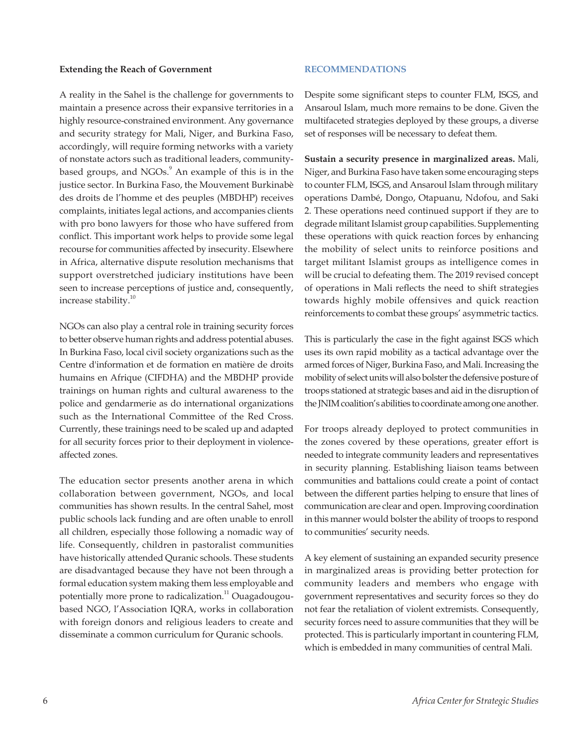### Extending the Reach of Government

A reality in the Sahel is the challenge for governments to maintain a presence across their expansive territories in a highly resource-constrained environment. Any governance and security strategy for Mali, Niger, and Burkina Faso, accordingly, will require forming networks with a variety of nonstate actors such as traditional leaders, community-based groups, and NGOs.[9] An example of this is in the justice sector. In Burkina Faso, the Mouvement Burkinabè des droits de l'homme et des peuples (MBDHP) receives complaints, initiates legal actions, and accompanies clients with pro bono lawyers for those who have suffered from conflict. This important work helps to provide some legal recourse for communities affected by insecurity. Elsewhere in Africa, alternative dispute resolution mechanisms that support overstretched judiciary institutions have been seen to increase perceptions of justice and, consequently, increase stability.[10]

NGOs can also play a central role in training security forces to better observe human rights and address potential abuses. In Burkina Faso, local civil society organizations such as the Centre d'information et de formation en matière de droits humains en Afrique (CIFDHA) and the MBDHP provide trainings on human rights and cultural awareness to the police and gendarmerie as do international organizations such as the International Committee of the Red Cross. Currently, these trainings need to be scaled up and adapted for all security forces prior to their deployment in violence-affected zones.

The education sector presents another arena in which collaboration between government, NGOs, and local communities has shown results. In the central Sahel, most public schools lack funding and are often unable to enroll all children, especially those following a nomadic way of life. Consequently, children in pastoralist communities have historically attended Quranic schools. These students are disadvantaged because they have not been through a formal education system making them less employable and potentially more prone to radicalization.[11] Ouagadougou-based NGO, l'Association IQRA, works in collaboration with foreign donors and religious leaders to create and disseminate a common curriculum for Quranic schools.

## RECOMMENDATIONS

Despite some significant steps to counter FLM, ISGS, and Ansaroul Islam, much more remains to be done. Given the multifaceted strategies deployed by these groups, a diverse set of responses will be necessary to defeat them.

**Sustain a security presence in marginalized areas.** Mali, Niger, and Burkina Faso have taken some encouraging steps to counter FLM, ISGS, and Ansaroul Islam through military operations Dambé, Dongo, Otapuanu, Ndofou, and Saki 2. These operations need continued support if they are to degrade militant Islamist group capabilities. Supplementing these operations with quick reaction forces by enhancing the mobility of select units to reinforce positions and target militant Islamist groups as intelligence comes in will be crucial to defeating them. The 2019 revised concept of operations in Mali reflects the need to shift strategies towards highly mobile offensives and quick reaction reinforcements to combat these groups' asymmetric tactics.

This is particularly the case in the fight against ISGS which uses its own rapid mobility as a tactical advantage over the armed forces of Niger, Burkina Faso, and Mali. Increasing the mobility of select units will also bolster the defensive posture of troops stationed at strategic bases and aid in the disruption of the JNIM coalition's abilities to coordinate among one another.

For troops already deployed to protect communities in the zones covered by these operations, greater effort is needed to integrate community leaders and representatives in security planning. Establishing liaison teams between communities and battalions could create a point of contact between the different parties helping to ensure that lines of communication are clear and open. Improving coordination in this manner would bolster the ability of troops to respond to communities' security needs.

A key element of sustaining an expanded security presence in marginalized areas is providing better protection for community leaders and members who engage with government representatives and security forces so they do not fear the retaliation of violent extremists. Consequently, security forces need to assure communities that they will be protected. This is particularly important in countering FLM, which is embedded in many communities of central Mali.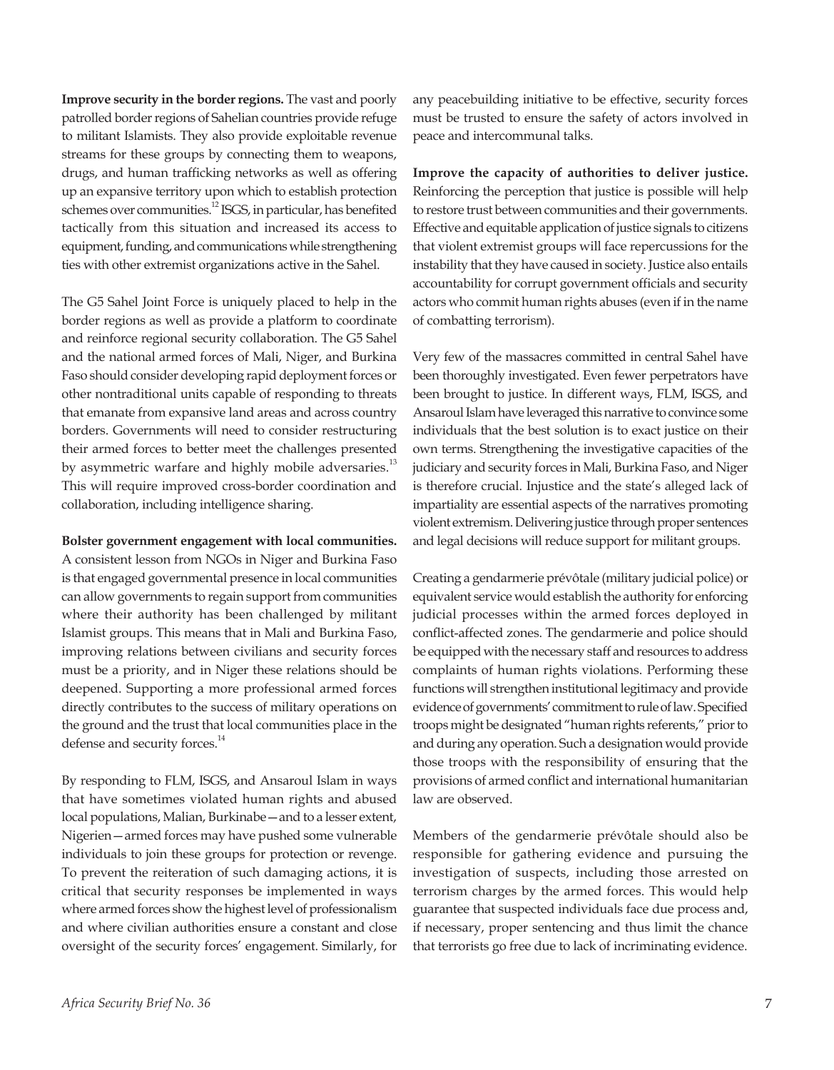**Improve security in the border regions.** The vast and poorly patrolled border regions of Sahelian countries provide refuge to militant Islamists. They also provide exploitable revenue streams for these groups by connecting them to weapons, drugs, and human trafficking networks as well as offering up an expansive territory upon which to establish protection schemes over communities.[12] ISGS, in particular, has benefited tactically from this situation and increased its access to equipment, funding, and communications while strengthening ties with other extremist organizations active in the Sahel.

The G5 Sahel Joint Force is uniquely placed to help in the border regions as well as provide a platform to coordinate and reinforce regional security collaboration. The G5 Sahel and the national armed forces of Mali, Niger, and Burkina Faso should consider developing rapid deployment forces or other nontraditional units capable of responding to threats that emanate from expansive land areas and across country borders. Governments will need to consider restructuring their armed forces to better meet the challenges presented by asymmetric warfare and highly mobile adversaries.[13] This will require improved cross-border coordination and collaboration, including intelligence sharing.

**Bolster government engagement with local communities.** A consistent lesson from NGOs in Niger and Burkina Faso is that engaged governmental presence in local communities can allow governments to regain support from communities where their authority has been challenged by militant Islamist groups. This means that in Mali and Burkina Faso, improving relations between civilians and security forces must be a priority, and in Niger these relations should be deepened. Supporting a more professional armed forces directly contributes to the success of military operations on the ground and the trust that local communities place in the defense and security forces.[14]

By responding to FLM, ISGS, and Ansaroul Islam in ways that have sometimes violated human rights and abused local populations, Malian, Burkinabe—and to a lesser extent, Nigerien—armed forces may have pushed some vulnerable individuals to join these groups for protection or revenge. To prevent the reiteration of such damaging actions, it is critical that security responses be implemented in ways where armed forces show the highest level of professionalism and where civilian authorities ensure a constant and close oversight of the security forces' engagement. Similarly, for any peacebuilding initiative to be effective, security forces must be trusted to ensure the safety of actors involved in peace and intercommunal talks.

**Improve the capacity of authorities to deliver justice.** Reinforcing the perception that justice is possible will help to restore trust between communities and their governments. Effective and equitable application of justice signals to citizens that violent extremist groups will face repercussions for the instability that they have caused in society. Justice also entails accountability for corrupt government officials and security actors who commit human rights abuses (even if in the name of combatting terrorism).

Very few of the massacres committed in central Sahel have been thoroughly investigated. Even fewer perpetrators have been brought to justice. In different ways, FLM, ISGS, and Ansaroul Islam have leveraged this narrative to convince some individuals that the best solution is to exact justice on their own terms. Strengthening the investigative capacities of the judiciary and security forces in Mali, Burkina Faso, and Niger is therefore crucial. Injustice and the state's alleged lack of impartiality are essential aspects of the narratives promoting violent extremism. Delivering justice through proper sentences and legal decisions will reduce support for militant groups.

Creating a gendarmerie prévôtale (military judicial police) or equivalent service would establish the authority for enforcing judicial processes within the armed forces deployed in conflict-affected zones. The gendarmerie and police should be equipped with the necessary staff and resources to address complaints of human rights violations. Performing these functions will strengthen institutional legitimacy and provide evidence of governments' commitment to rule of law. Specified troops might be designated "human rights referents," prior to and during any operation. Such a designation would provide those troops with the responsibility of ensuring that the provisions of armed conflict and international humanitarian law are observed.

Members of the gendarmerie prévôtale should also be responsible for gathering evidence and pursuing the investigation of suspects, including those arrested on terrorism charges by the armed forces. This would help guarantee that suspected individuals face due process and, if necessary, proper sentencing and thus limit the chance that terrorists go free due to lack of incriminating evidence.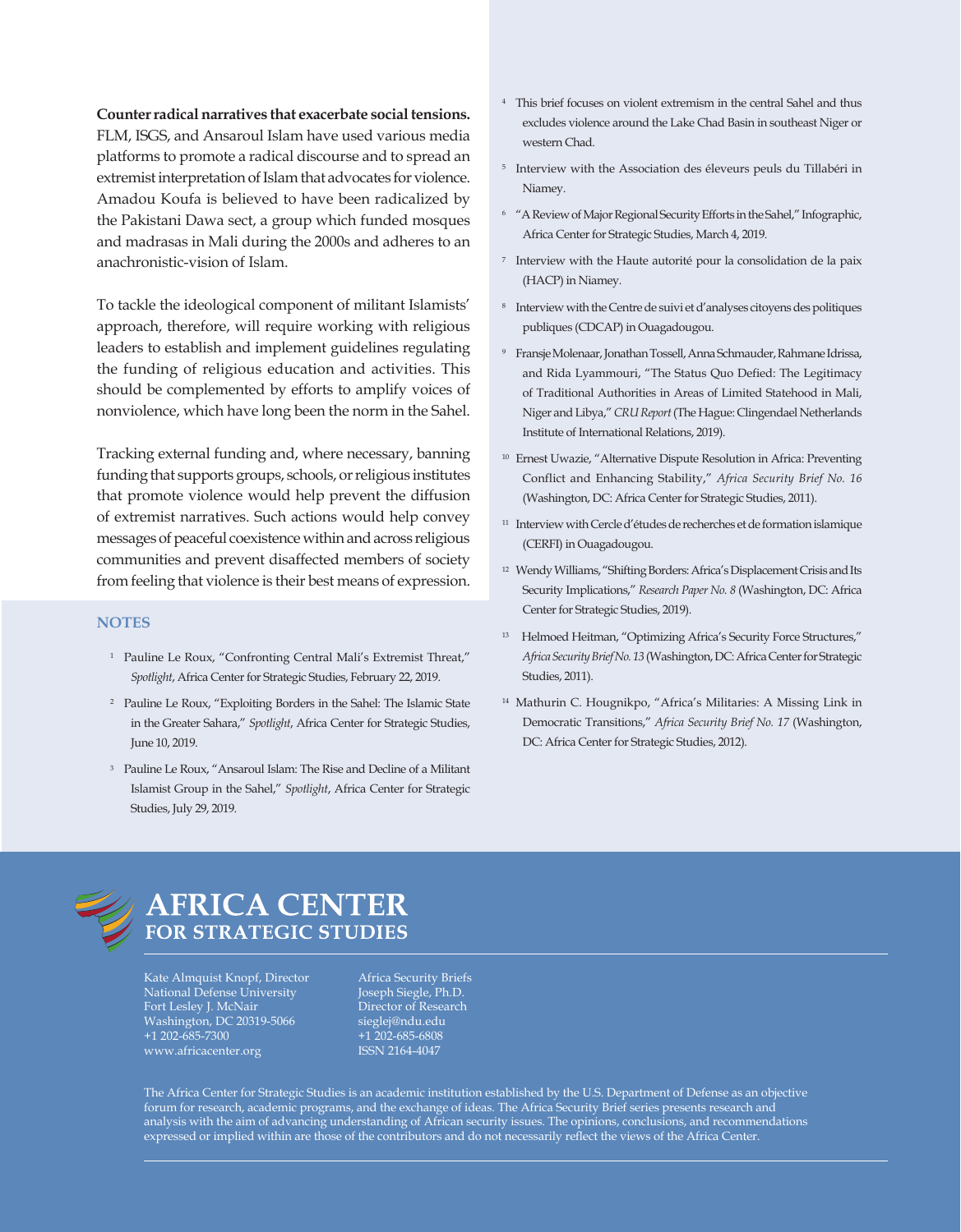**Counter radical narratives that exacerbate social tensions.** FLM, ISGS, and Ansaroul Islam have used various media platforms to promote a radical discourse and to spread an extremist interpretation of Islam that advocates for violence. Amadou Koufa is believed to have been radicalized by the Pakistani Dawa sect, a group which funded mosques and madrasas in Mali during the 2000s and adheres to an anachronistic-vision of Islam.

To tackle the ideological component of militant Islamists' approach, therefore, will require working with religious leaders to establish and implement guidelines regulating the funding of religious education and activities. This should be complemented by efforts to amplify voices of nonviolence, which have long been the norm in the Sahel.

Tracking external funding and, where necessary, banning funding that supports groups, schools, or religious institutes that promote violence would help prevent the diffusion of extremist narratives. Such actions would help convey messages of peaceful coexistence within and across religious communities and prevent disaffected members of society from feeling that violence is their best means of expression.

## NOTES

1. Pauline Le Roux, "Confronting Central Mali's Extremist Threat," *Spotlight*, Africa Center for Strategic Studies, February 22, 2019.
2. Pauline Le Roux, "Exploiting Borders in the Sahel: The Islamic State in the Greater Sahara," *Spotlight*, Africa Center for Strategic Studies, June 10, 2019.
3. Pauline Le Roux, "Ansaroul Islam: The Rise and Decline of a Militant Islamist Group in the Sahel," *Spotlight*, Africa Center for Strategic Studies, July 29, 2019.
4. This brief focuses on violent extremism in the central Sahel and thus excludes violence around the Lake Chad Basin in southeast Niger or western Chad.
5. Interview with the Association des éleveurs peuls du Tillabéri in Niamey.
6. "A Review of Major Regional Security Efforts in the Sahel," Infographic, Africa Center for Strategic Studies, March 4, 2019.
7. Interview with the Haute autorité pour la consolidation de la paix (HACP) in Niamey.
8. Interview with the Centre de suivi et d'analyses citoyens des politiques publiques (CDCAP) in Ouagadougou.
9. Fransje Molenaar, Jonathan Tossell, Anna Schmauder, Rahmane Idrissa, and Rida Lyammouri, "The Status Quo Defied: The Legitimacy of Traditional Authorities in Areas of Limited Statehood in Mali, Niger and Libya," *CRU Report* (The Hague: Clingendael Netherlands Institute of International Relations, 2019).
10. Ernest Uwazie, "Alternative Dispute Resolution in Africa: Preventing Conflict and Enhancing Stability," *Africa Security Brief No. 16* (Washington, DC: Africa Center for Strategic Studies, 2011).
11. Interview with Cercle d'études de recherches et de formation islamique (CERFI) in Ouagadougou.
12. Wendy Williams, "Shifting Borders: Africa's Displacement Crisis and Its Security Implications," *Research Paper No. 8* (Washington, DC: Africa Center for Strategic Studies, 2019).
13. Helmoed Heitman, "Optimizing Africa's Security Force Structures," *Africa Security Brief No. 13* (Washington, DC: Africa Center for Strategic Studies, 2011).
14. Mathurin C. Hougnikpo, "Africa's Militaries: A Missing Link in Democratic Transitions," *Africa Security Brief No. 17* (Washington, DC: Africa Center for Strategic Studies, 2012).

# AFRICA CENTER FOR STRATEGIC STUDIES

Kate Almquist Knopf, Director
National Defense University
Fort Lesley J. McNair
Washington, DC 20319-5066
+1 202-685-7300
www.africacenter.org

Africa Security Briefs
Joseph Siegle, Ph.D.
Director of Research
sieglej@ndu.edu
+1 202-685-6808
ISSN 2164-4047

The Africa Center for Strategic Studies is an academic institution established by the U.S. Department of Defense as an objective forum for research, academic programs, and the exchange of ideas. The Africa Security Brief series presents research and analysis with the aim of advancing understanding of African security issues. The opinions, conclusions, and recommendations expressed or implied within are those of the contributors and do not necessarily reflect the views of the Africa Center.